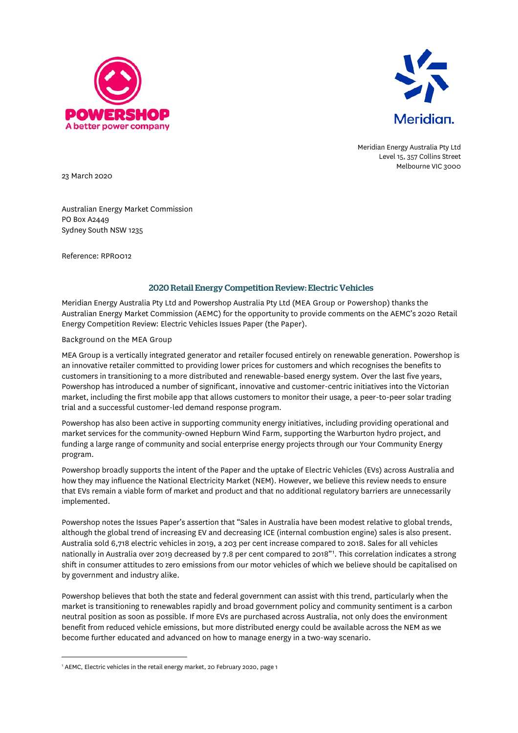POWERSHOP
A better power company

Meridian.

Meridian Energy Australia Pty Ltd
Level 15, 357 Collins Street
Melbourne VIC 3000

23 March 2020

Australian Energy Market Commission
PO Box A2449
Sydney South NSW 1235

Reference: RPR0012

## 2020 Retail Energy Competition Review: Electric Vehicles

Meridian Energy Australia Pty Ltd and Powershop Australia Pty Ltd (MEA Group or Powershop) thanks the Australian Energy Market Commission (AEMC) for the opportunity to provide comments on the AEMC's 2020 Retail Energy Competition Review: Electric Vehicles Issues Paper (the Paper).

Background on the MEA Group

MEA Group is a vertically integrated generator and retailer focused entirely on renewable generation. Powershop is an innovative retailer committed to providing lower prices for customers and which recognises the benefits to customers in transitioning to a more distributed and renewable-based energy system. Over the last five years, Powershop has introduced a number of significant, innovative and customer-centric initiatives into the Victorian market, including the first mobile app that allows customers to monitor their usage, a peer-to-peer solar trading trial and a successful customer-led demand response program.

Powershop has also been active in supporting community energy initiatives, including providing operational and market services for the community-owned Hepburn Wind Farm, supporting the Warburton hydro project, and funding a large range of community and social enterprise energy projects through our Your Community Energy program.

Powershop broadly supports the intent of the Paper and the uptake of Electric Vehicles (EVs) across Australia and how they may influence the National Electricity Market (NEM). However, we believe this review needs to ensure that EVs remain a viable form of market and product and that no additional regulatory barriers are unnecessarily implemented.

Powershop notes the Issues Paper's assertion that "Sales in Australia have been modest relative to global trends, although the global trend of increasing EV and decreasing ICE (internal combustion engine) sales is also present. Australia sold 6,718 electric vehicles in 2019, a 203 per cent increase compared to 2018. Sales for all vehicles nationally in Australia over 2019 decreased by 7.8 per cent compared to 2018"[1]. This correlation indicates a strong shift in consumer attitudes to zero emissions from our motor vehicles of which we believe should be capitalised on by government and industry alike.

Powershop believes that both the state and federal government can assist with this trend, particularly when the market is transitioning to renewables rapidly and broad government policy and community sentiment is a carbon neutral position as soon as possible. If more EVs are purchased across Australia, not only does the environment benefit from reduced vehicle emissions, but more distributed energy could be available across the NEM as we become further educated and advanced on how to manage energy in a two-way scenario.

[1] AEMC, Electric vehicles in the retail energy market, 20 February 2020, page 1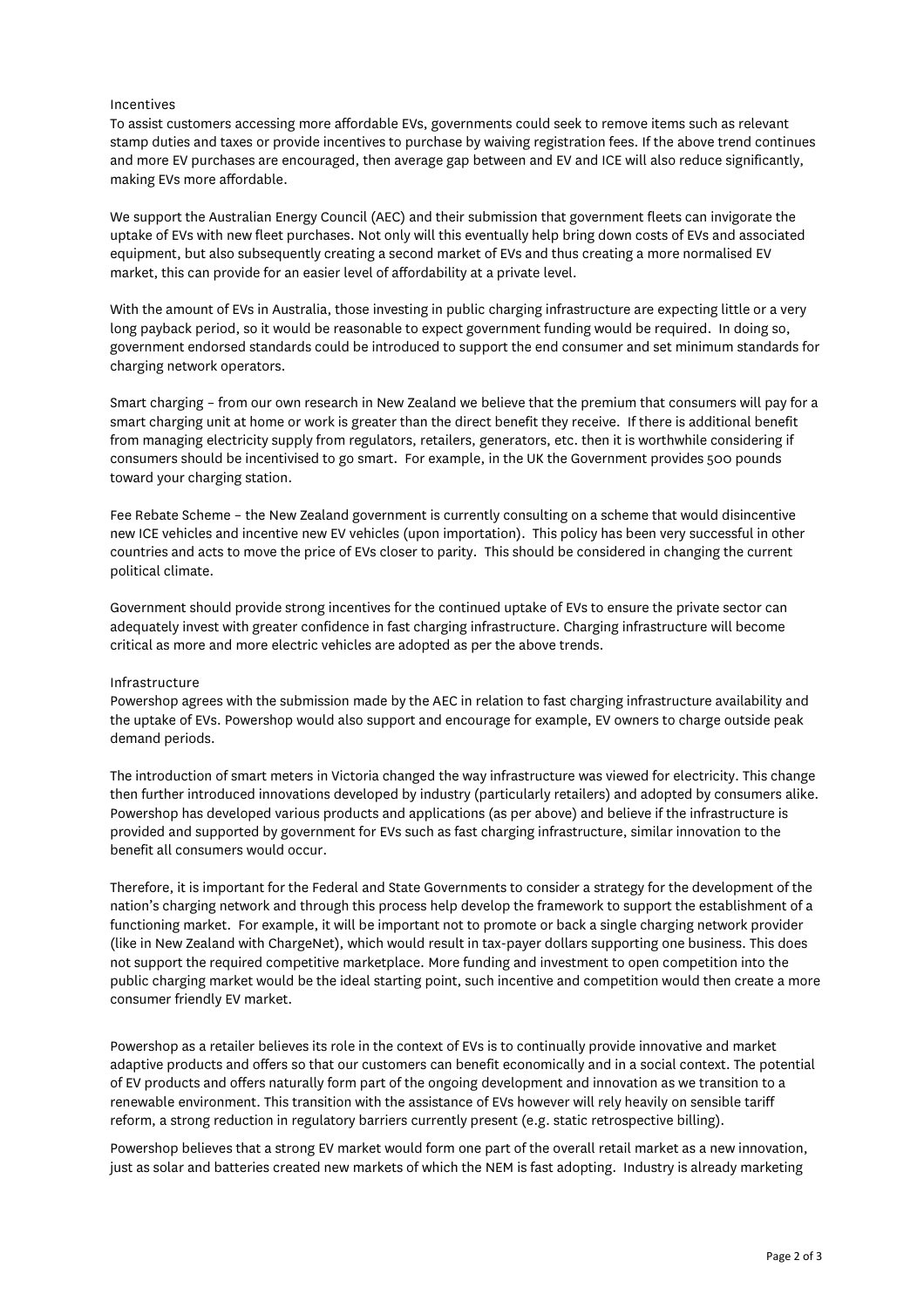## Incentives

To assist customers accessing more affordable EVs, governments could seek to remove items such as relevant stamp duties and taxes or provide incentives to purchase by waiving registration fees. If the above trend continues and more EV purchases are encouraged, then average gap between and EV and ICE will also reduce significantly, making EVs more affordable.

We support the Australian Energy Council (AEC) and their submission that government fleets can invigorate the uptake of EVs with new fleet purchases. Not only will this eventually help bring down costs of EVs and associated equipment, but also subsequently creating a second market of EVs and thus creating a more normalised EV market, this can provide for an easier level of affordability at a private level.

With the amount of EVs in Australia, those investing in public charging infrastructure are expecting little or a very long payback period, so it would be reasonable to expect government funding would be required. In doing so, government endorsed standards could be introduced to support the end consumer and set minimum standards for charging network operators.

Smart charging – from our own research in New Zealand we believe that the premium that consumers will pay for a smart charging unit at home or work is greater than the direct benefit they receive. If there is additional benefit from managing electricity supply from regulators, retailers, generators, etc. then it is worthwhile considering if consumers should be incentivised to go smart. For example, in the UK the Government provides 500 pounds toward your charging station.

Fee Rebate Scheme – the New Zealand government is currently consulting on a scheme that would disincentive new ICE vehicles and incentive new EV vehicles (upon importation). This policy has been very successful in other countries and acts to move the price of EVs closer to parity. This should be considered in changing the current political climate.

Government should provide strong incentives for the continued uptake of EVs to ensure the private sector can adequately invest with greater confidence in fast charging infrastructure. Charging infrastructure will become critical as more and more electric vehicles are adopted as per the above trends.

## Infrastructure

Powershop agrees with the submission made by the AEC in relation to fast charging infrastructure availability and the uptake of EVs. Powershop would also support and encourage for example, EV owners to charge outside peak demand periods.

The introduction of smart meters in Victoria changed the way infrastructure was viewed for electricity. This change then further introduced innovations developed by industry (particularly retailers) and adopted by consumers alike. Powershop has developed various products and applications (as per above) and believe if the infrastructure is provided and supported by government for EVs such as fast charging infrastructure, similar innovation to the benefit all consumers would occur.

Therefore, it is important for the Federal and State Governments to consider a strategy for the development of the nation's charging network and through this process help develop the framework to support the establishment of a functioning market. For example, it will be important not to promote or back a single charging network provider (like in New Zealand with ChargeNet), which would result in tax-payer dollars supporting one business. This does not support the required competitive marketplace. More funding and investment to open competition into the public charging market would be the ideal starting point, such incentive and competition would then create a more consumer friendly EV market.

Powershop as a retailer believes its role in the context of EVs is to continually provide innovative and market adaptive products and offers so that our customers can benefit economically and in a social context. The potential of EV products and offers naturally form part of the ongoing development and innovation as we transition to a renewable environment. This transition with the assistance of EVs however will rely heavily on sensible tariff reform, a strong reduction in regulatory barriers currently present (e.g. static retrospective billing).

Powershop believes that a strong EV market would form one part of the overall retail market as a new innovation, just as solar and batteries created new markets of which the NEM is fast adopting. Industry is already marketing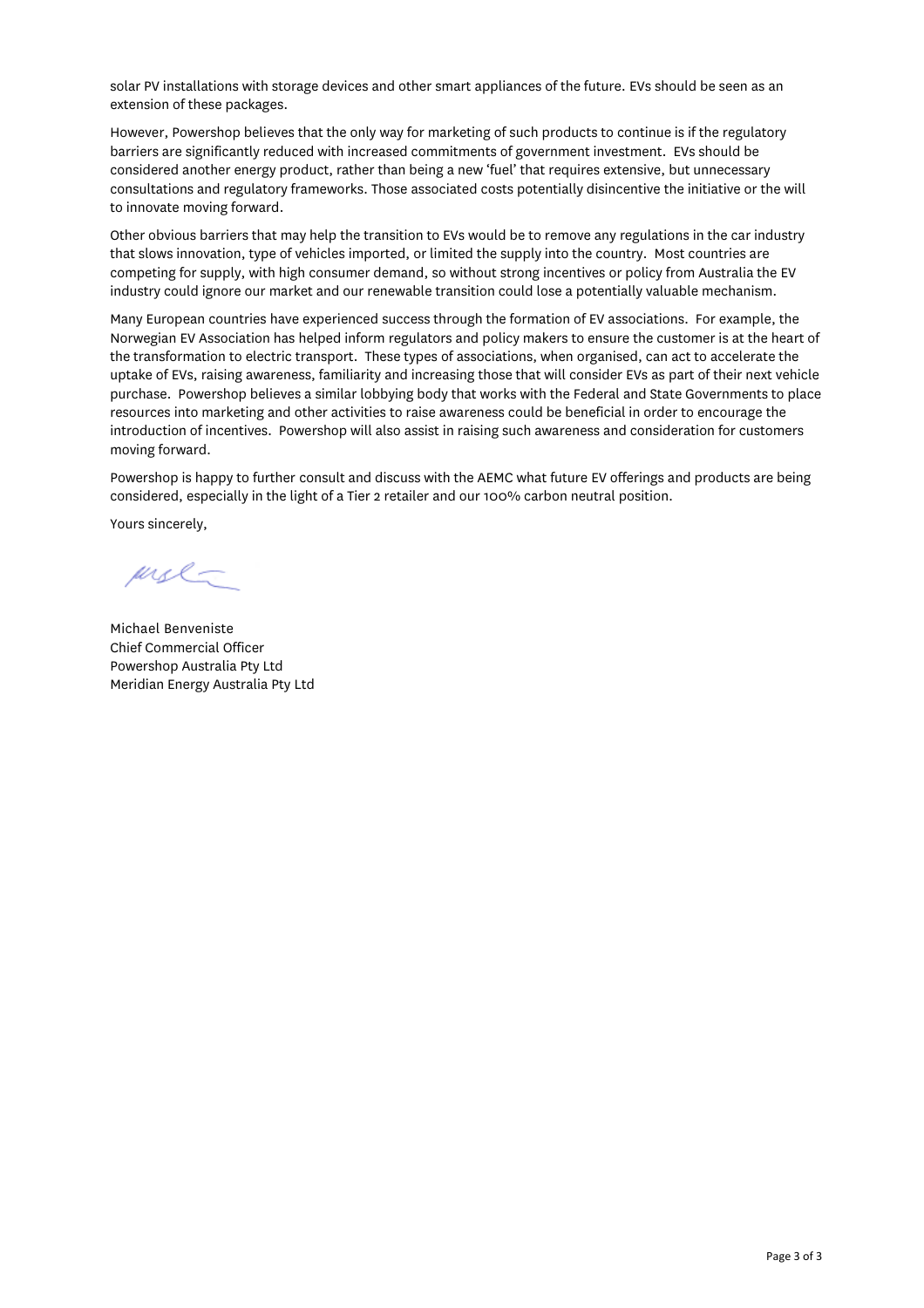solar PV installations with storage devices and other smart appliances of the future. EVs should be seen as an extension of these packages.

However, Powershop believes that the only way for marketing of such products to continue is if the regulatory barriers are significantly reduced with increased commitments of government investment. EVs should be considered another energy product, rather than being a new 'fuel' that requires extensive, but unnecessary consultations and regulatory frameworks. Those associated costs potentially disincentive the initiative or the will to innovate moving forward.

Other obvious barriers that may help the transition to EVs would be to remove any regulations in the car industry that slows innovation, type of vehicles imported, or limited the supply into the country. Most countries are competing for supply, with high consumer demand, so without strong incentives or policy from Australia the EV industry could ignore our market and our renewable transition could lose a potentially valuable mechanism.

Many European countries have experienced success through the formation of EV associations. For example, the Norwegian EV Association has helped inform regulators and policy makers to ensure the customer is at the heart of the transformation to electric transport. These types of associations, when organised, can act to accelerate the uptake of EVs, raising awareness, familiarity and increasing those that will consider EVs as part of their next vehicle purchase. Powershop believes a similar lobbying body that works with the Federal and State Governments to place resources into marketing and other activities to raise awareness could be beneficial in order to encourage the introduction of incentives. Powershop will also assist in raising such awareness and consideration for customers moving forward.

Powershop is happy to further consult and discuss with the AEMC what future EV offerings and products are being considered, especially in the light of a Tier 2 retailer and our 100% carbon neutral position.

Yours sincerely,

Michael Benveniste
Chief Commercial Officer
Powershop Australia Pty Ltd
Meridian Energy Australia Pty Ltd